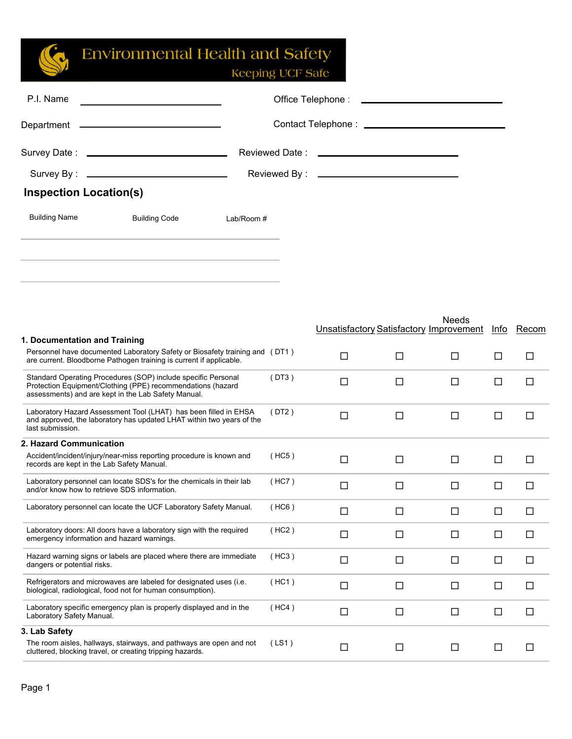# Environmental Health and Safety

*Keeping UCF Safe*

P.I. Name ____________________ Office Telephone : ____________________

Department ____________________ Contact Telephone : ____________________

Survey Date : ____________________ Reviewed Date : ____________________

Survey By : ____________________ Reviewed By : ____________________

## Inspection Location(s)

| Building Name | Building Code | Lab/Room # |
|---|---|---|
| | | |
| | | |
| | | |

| | | Unsatisfactory | Satisfactory | Needs Improvement | Info | Recom |
|---|---|---|---|---|---|---|
| **1. Documentation and Training** | | | | | | |
| Personnel have documented Laboratory Safety or Biosafety training and are current. Bloodborne Pathogen training is current if applicable. | ( DT1 ) | ☐ | ☐ | ☐ | ☐ | ☐ |
| Standard Operating Procedures (SOP) include specific Personal Protection Equipment/Clothing (PPE) recommendations (hazard assessments) and are kept in the Lab Safety Manual. | ( DT3 ) | ☐ | ☐ | ☐ | ☐ | ☐ |
| Laboratory Hazard Assessment Tool (LHAT) has been filled in EHSA and approved, the laboratory has updated LHAT within two years of the last submission. | ( DT2 ) | ☐ | ☐ | ☐ | ☐ | ☐ |
| **2. Hazard Communication** | | | | | | |
| Accident/incident/injury/near-miss reporting procedure is known and records are kept in the Lab Safety Manual. | ( HC5 ) | ☐ | ☐ | ☐ | ☐ | ☐ |
| Laboratory personnel can locate SDS's for the chemicals in their lab and/or know how to retrieve SDS information. | ( HC7 ) | ☐ | ☐ | ☐ | ☐ | ☐ |
| Laboratory personnel can locate the UCF Laboratory Safety Manual. | ( HC6 ) | ☐ | ☐ | ☐ | ☐ | ☐ |
| Laboratory doors: All doors have a laboratory sign with the required emergency information and hazard warnings. | ( HC2 ) | ☐ | ☐ | ☐ | ☐ | ☐ |
| Hazard warning signs or labels are placed where there are immediate dangers or potential risks. | ( HC3 ) | ☐ | ☐ | ☐ | ☐ | ☐ |
| Refrigerators and microwaves are labeled for designated uses (i.e. biological, radiological, food not for human consumption). | ( HC1 ) | ☐ | ☐ | ☐ | ☐ | ☐ |
| Laboratory specific emergency plan is properly displayed and in the Laboratory Safety Manual. | ( HC4 ) | ☐ | ☐ | ☐ | ☐ | ☐ |
| **3. Lab Safety** | | | | | | |
| The room aisles, hallways, stairways, and pathways are open and not cluttered, blocking travel, or creating tripping hazards. | ( LS1 ) | ☐ | ☐ | ☐ | ☐ | ☐ |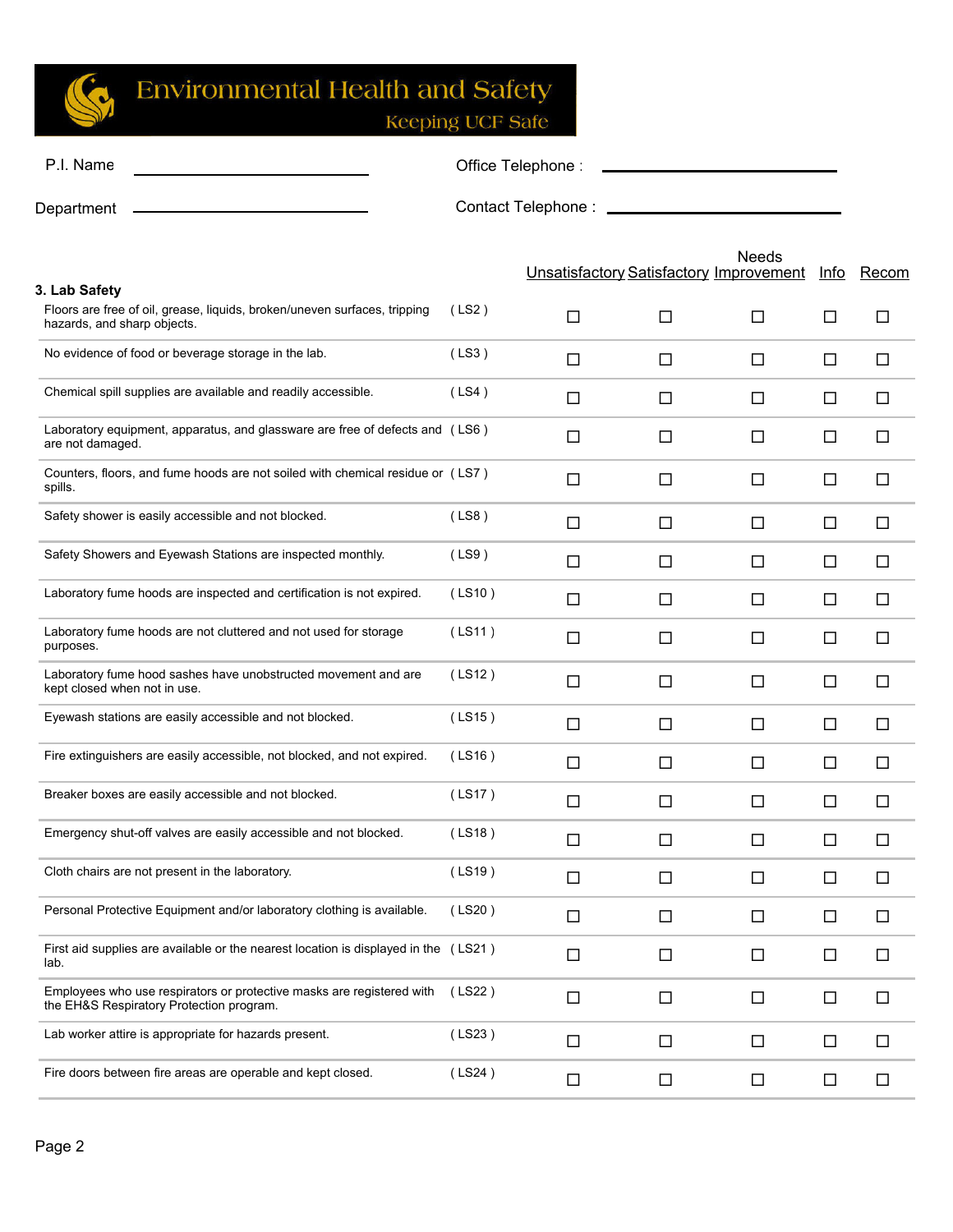Environmental Health and Safety

Keeping UCF Safe

P.I. Name ____________________ Office Telephone : ____________________

Department ____________________ Contact Telephone : ____________________

| 3. Lab Safety | | Unsatisfactory | Satisfactory | Needs Improvement | Info | Recom |
|---|---|---|---|---|---|---|
| Floors are free of oil, grease, liquids, broken/uneven surfaces, tripping hazards, and sharp objects. | ( LS2 ) | ☐ | ☐ | ☐ | ☐ | ☐ |
| No evidence of food or beverage storage in the lab. | ( LS3 ) | ☐ | ☐ | ☐ | ☐ | ☐ |
| Chemical spill supplies are available and readily accessible. | ( LS4 ) | ☐ | ☐ | ☐ | ☐ | ☐ |
| Laboratory equipment, apparatus, and glassware are free of defects and are not damaged. | ( LS6 ) | ☐ | ☐ | ☐ | ☐ | ☐ |
| Counters, floors, and fume hoods are not soiled with chemical residue or spills. | ( LS7 ) | ☐ | ☐ | ☐ | ☐ | ☐ |
| Safety shower is easily accessible and not blocked. | ( LS8 ) | ☐ | ☐ | ☐ | ☐ | ☐ |
| Safety Showers and Eyewash Stations are inspected monthly. | ( LS9 ) | ☐ | ☐ | ☐ | ☐ | ☐ |
| Laboratory fume hoods are inspected and certification is not expired. | ( LS10 ) | ☐ | ☐ | ☐ | ☐ | ☐ |
| Laboratory fume hoods are not cluttered and not used for storage purposes. | ( LS11 ) | ☐ | ☐ | ☐ | ☐ | ☐ |
| Laboratory fume hood sashes have unobstructed movement and are kept closed when not in use. | ( LS12 ) | ☐ | ☐ | ☐ | ☐ | ☐ |
| Eyewash stations are easily accessible and not blocked. | ( LS15 ) | ☐ | ☐ | ☐ | ☐ | ☐ |
| Fire extinguishers are easily accessible, not blocked, and not expired. | ( LS16 ) | ☐ | ☐ | ☐ | ☐ | ☐ |
| Breaker boxes are easily accessible and not blocked. | ( LS17 ) | ☐ | ☐ | ☐ | ☐ | ☐ |
| Emergency shut-off valves are easily accessible and not blocked. | ( LS18 ) | ☐ | ☐ | ☐ | ☐ | ☐ |
| Cloth chairs are not present in the laboratory. | ( LS19 ) | ☐ | ☐ | ☐ | ☐ | ☐ |
| Personal Protective Equipment and/or laboratory clothing is available. | ( LS20 ) | ☐ | ☐ | ☐ | ☐ | ☐ |
| First aid supplies are available or the nearest location is displayed in the lab. | ( LS21 ) | ☐ | ☐ | ☐ | ☐ | ☐ |
| Employees who use respirators or protective masks are registered with the EH&S Respiratory Protection program. | ( LS22 ) | ☐ | ☐ | ☐ | ☐ | ☐ |
| Lab worker attire is appropriate for hazards present. | ( LS23 ) | ☐ | ☐ | ☐ | ☐ | ☐ |
| Fire doors between fire areas are operable and kept closed. | ( LS24 ) | ☐ | ☐ | ☐ | ☐ | ☐ |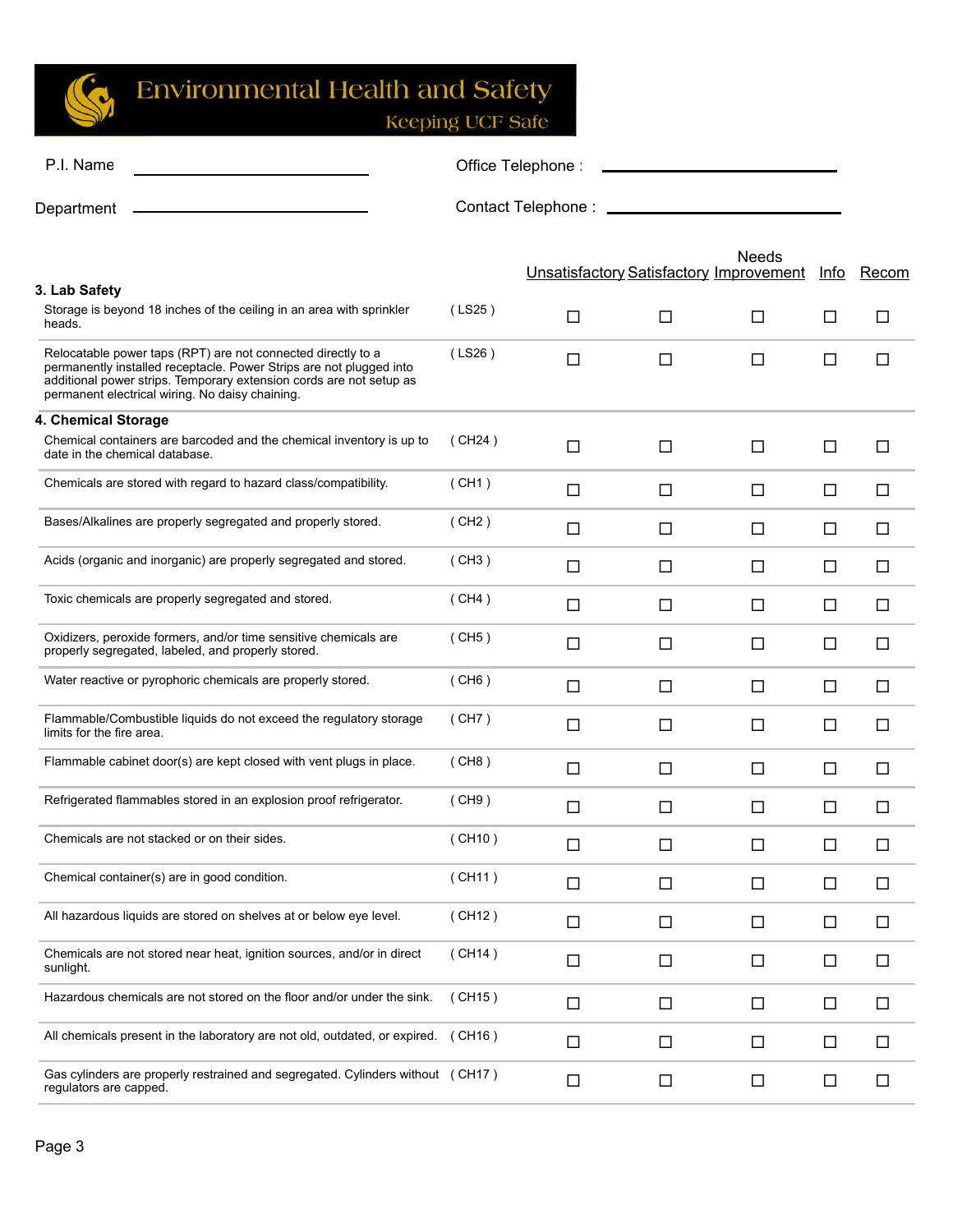# Environmental Health and Safety

Keeping UCF Safe

P.I. Name \_\_\_\_\_\_\_\_\_\_\_\_\_\_\_\_\_\_\_\_\_\_\_\_\_\_\_\_ Office Telephone : \_\_\_\_\_\_\_\_\_\_\_\_\_\_\_\_\_\_\_\_\_\_\_\_\_\_\_\_

Department \_\_\_\_\_\_\_\_\_\_\_\_\_\_\_\_\_\_\_\_\_\_\_\_\_\_\_\_ Contact Telephone : \_\_\_\_\_\_\_\_\_\_\_\_\_\_\_\_\_\_\_\_\_\_\_\_\_\_\_\_

| Item | Code | Unsatisfactory | Satisfactory | Needs Improvement | Info | Recom |
|---|---|---|---|---|---|---|
| **3. Lab Safety** | | | | | | |
| Storage is beyond 18 inches of the ceiling in an area with sprinkler heads. | ( LS25 ) | ☐ | ☐ | ☐ | ☐ | ☐ |
| Relocatable power taps (RPT) are not connected directly to a permanently installed receptacle. Power Strips are not plugged into additional power strips. Temporary extension cords are not setup as permanent electrical wiring. No daisy chaining. | ( LS26 ) | ☐ | ☐ | ☐ | ☐ | ☐ |
| **4. Chemical Storage** | | | | | | |
| Chemical containers are barcoded and the chemical inventory is up to date in the chemical database. | ( CH24 ) | ☐ | ☐ | ☐ | ☐ | ☐ |
| Chemicals are stored with regard to hazard class/compatibility. | ( CH1 ) | ☐ | ☐ | ☐ | ☐ | ☐ |
| Bases/Alkalines are properly segregated and properly stored. | ( CH2 ) | ☐ | ☐ | ☐ | ☐ | ☐ |
| Acids (organic and inorganic) are properly segregated and stored. | ( CH3 ) | ☐ | ☐ | ☐ | ☐ | ☐ |
| Toxic chemicals are properly segregated and stored. | ( CH4 ) | ☐ | ☐ | ☐ | ☐ | ☐ |
| Oxidizers, peroxide formers, and/or time sensitive chemicals are properly segregated, labeled, and properly stored. | ( CH5 ) | ☐ | ☐ | ☐ | ☐ | ☐ |
| Water reactive or pyrophoric chemicals are properly stored. | ( CH6 ) | ☐ | ☐ | ☐ | ☐ | ☐ |
| Flammable/Combustible liquids do not exceed the regulatory storage limits for the fire area. | ( CH7 ) | ☐ | ☐ | ☐ | ☐ | ☐ |
| Flammable cabinet door(s) are kept closed with vent plugs in place. | ( CH8 ) | ☐ | ☐ | ☐ | ☐ | ☐ |
| Refrigerated flammables stored in an explosion proof refrigerator. | ( CH9 ) | ☐ | ☐ | ☐ | ☐ | ☐ |
| Chemicals are not stacked or on their sides. | ( CH10 ) | ☐ | ☐ | ☐ | ☐ | ☐ |
| Chemical container(s) are in good condition. | ( CH11 ) | ☐ | ☐ | ☐ | ☐ | ☐ |
| All hazardous liquids are stored on shelves at or below eye level. | ( CH12 ) | ☐ | ☐ | ☐ | ☐ | ☐ |
| Chemicals are not stored near heat, ignition sources, and/or in direct sunlight. | ( CH14 ) | ☐ | ☐ | ☐ | ☐ | ☐ |
| Hazardous chemicals are not stored on the floor and/or under the sink. | ( CH15 ) | ☐ | ☐ | ☐ | ☐ | ☐ |
| All chemicals present in the laboratory are not old, outdated, or expired. | ( CH16 ) | ☐ | ☐ | ☐ | ☐ | ☐ |
| Gas cylinders are properly restrained and segregated. Cylinders without regulators are capped. | ( CH17 ) | ☐ | ☐ | ☐ | ☐ | ☐ |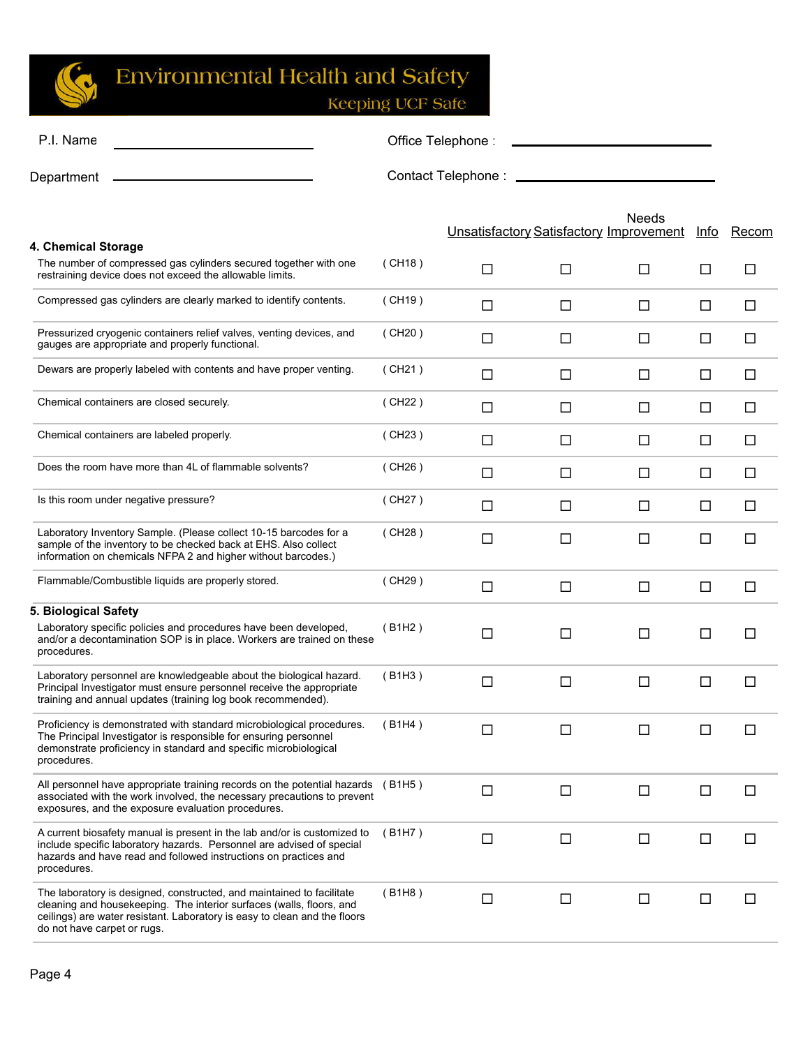# Environmental Health and Safety

Keeping UCF Safe

P.I. Name ______________________ Office Telephone : ______________________

Department ______________________ Contact Telephone : ______________________

| | | Unsatisfactory | Satisfactory | Needs Improvement | Info | Recom |
|---|---|---|---|---|---|---|
| **4. Chemical Storage** | | | | | | |
| The number of compressed gas cylinders secured together with one restraining device does not exceed the allowable limits. | ( CH18 ) | ☐ | ☐ | ☐ | ☐ | ☐ |
| Compressed gas cylinders are clearly marked to identify contents. | ( CH19 ) | ☐ | ☐ | ☐ | ☐ | ☐ |
| Pressurized cryogenic containers relief valves, venting devices, and gauges are appropriate and properly functional. | ( CH20 ) | ☐ | ☐ | ☐ | ☐ | ☐ |
| Dewars are properly labeled with contents and have proper venting. | ( CH21 ) | ☐ | ☐ | ☐ | ☐ | ☐ |
| Chemical containers are closed securely. | ( CH22 ) | ☐ | ☐ | ☐ | ☐ | ☐ |
| Chemical containers are labeled properly. | ( CH23 ) | ☐ | ☐ | ☐ | ☐ | ☐ |
| Does the room have more than 4L of flammable solvents? | ( CH26 ) | ☐ | ☐ | ☐ | ☐ | ☐ |
| Is this room under negative pressure? | ( CH27 ) | ☐ | ☐ | ☐ | ☐ | ☐ |
| Laboratory Inventory Sample. (Please collect 10-15 barcodes for a sample of the inventory to be checked back at EHS. Also collect information on chemicals NFPA 2 and higher without barcodes.) | ( CH28 ) | ☐ | ☐ | ☐ | ☐ | ☐ |
| Flammable/Combustible liquids are properly stored. | ( CH29 ) | ☐ | ☐ | ☐ | ☐ | ☐ |
| **5. Biological Safety** | | | | | | |
| Laboratory specific policies and procedures have been developed, and/or a decontamination SOP is in place. Workers are trained on these procedures. | ( B1H2 ) | ☐ | ☐ | ☐ | ☐ | ☐ |
| Laboratory personnel are knowledgeable about the biological hazard. Principal Investigator must ensure personnel receive the appropriate training and annual updates (training log book recommended). | ( B1H3 ) | ☐ | ☐ | ☐ | ☐ | ☐ |
| Proficiency is demonstrated with standard microbiological procedures. The Principal Investigator is responsible for ensuring personnel demonstrate proficiency in standard and specific microbiological procedures. | ( B1H4 ) | ☐ | ☐ | ☐ | ☐ | ☐ |
| All personnel have appropriate training records on the potential hazards associated with the work involved, the necessary precautions to prevent exposures, and the exposure evaluation procedures. | ( B1H5 ) | ☐ | ☐ | ☐ | ☐ | ☐ |
| A current biosafety manual is present in the lab and/or is customized to include specific laboratory hazards. Personnel are advised of special hazards and have read and followed instructions on practices and procedures. | ( B1H7 ) | ☐ | ☐ | ☐ | ☐ | ☐ |
| The laboratory is designed, constructed, and maintained to facilitate cleaning and housekeeping. The interior surfaces (walls, floors, and ceilings) are water resistant. Laboratory is easy to clean and the floors do not have carpet or rugs. | ( B1H8 ) | ☐ | ☐ | ☐ | ☐ | ☐ |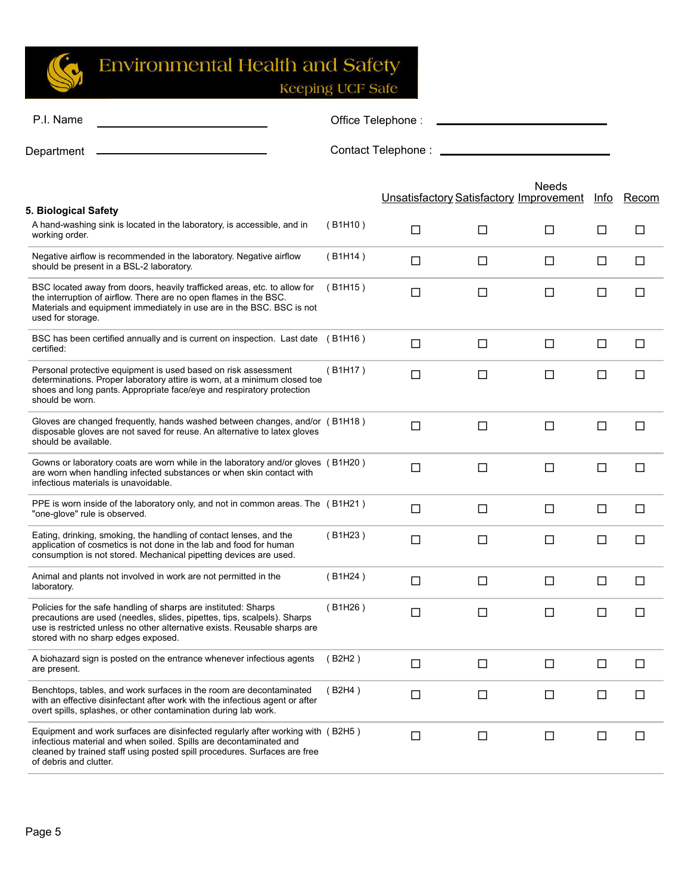# Environmental Health and Safety

Keeping UCF Safe

P.I. Name ______________________ Office Telephone : ______________________

Department ______________________ Contact Telephone : ______________________

## 5. Biological Safety

| Item | Code | Unsatisfactory | Satisfactory | Needs Improvement | Info | Recom |
|---|---|---|---|---|---|---|
| A hand-washing sink is located in the laboratory, is accessible, and in working order. | ( B1H10 ) | ☐ | ☐ | ☐ | ☐ | ☐ |
| Negative airflow is recommended in the laboratory. Negative airflow should be present in a BSL-2 laboratory. | ( B1H14 ) | ☐ | ☐ | ☐ | ☐ | ☐ |
| BSC located away from doors, heavily trafficked areas, etc. to allow for the interruption of airflow. There are no open flames in the BSC. Materials and equipment immediately in use are in the BSC. BSC is not used for storage. | ( B1H15 ) | ☐ | ☐ | ☐ | ☐ | ☐ |
| BSC has been certified annually and is current on inspection. Last date certified: | ( B1H16 ) | ☐ | ☐ | ☐ | ☐ | ☐ |
| Personal protective equipment is used based on risk assessment determinations. Proper laboratory attire is worn, at a minimum closed toe shoes and long pants. Appropriate face/eye and respiratory protection should be worn. | ( B1H17 ) | ☐ | ☐ | ☐ | ☐ | ☐ |
| Gloves are changed frequently, hands washed between changes, and/or disposable gloves are not saved for reuse. An alternative to latex gloves should be available. | ( B1H18 ) | ☐ | ☐ | ☐ | ☐ | ☐ |
| Gowns or laboratory coats are worn while in the laboratory and/or gloves are worn when handling infected substances or when skin contact with infectious materials is unavoidable. | ( B1H20 ) | ☐ | ☐ | ☐ | ☐ | ☐ |
| PPE is worn inside of the laboratory only, and not in common areas. The "one-glove" rule is observed. | ( B1H21 ) | ☐ | ☐ | ☐ | ☐ | ☐ |
| Eating, drinking, smoking, the handling of contact lenses, and the application of cosmetics is not done in the lab and food for human consumption is not stored. Mechanical pipetting devices are used. | ( B1H23 ) | ☐ | ☐ | ☐ | ☐ | ☐ |
| Animal and plants not involved in work are not permitted in the laboratory. | ( B1H24 ) | ☐ | ☐ | ☐ | ☐ | ☐ |
| Policies for the safe handling of sharps are instituted: Sharps precautions are used (needles, slides, pipettes, tips, scalpels). Sharps use is restricted unless no other alternative exists. Reusable sharps are stored with no sharp edges exposed. | ( B1H26 ) | ☐ | ☐ | ☐ | ☐ | ☐ |
| A biohazard sign is posted on the entrance whenever infectious agents are present. | ( B2H2 ) | ☐ | ☐ | ☐ | ☐ | ☐ |
| Benchtops, tables, and work surfaces in the room are decontaminated with an effective disinfectant after work with the infectious agent or after overt spills, splashes, or other contamination during lab work. | ( B2H4 ) | ☐ | ☐ | ☐ | ☐ | ☐ |
| Equipment and work surfaces are disinfected regularly after working with infectious material and when soiled. Spills are decontaminated and cleaned by trained staff using posted spill procedures. Surfaces are free of debris and clutter. | ( B2H5 ) | ☐ | ☐ | ☐ | ☐ | ☐ |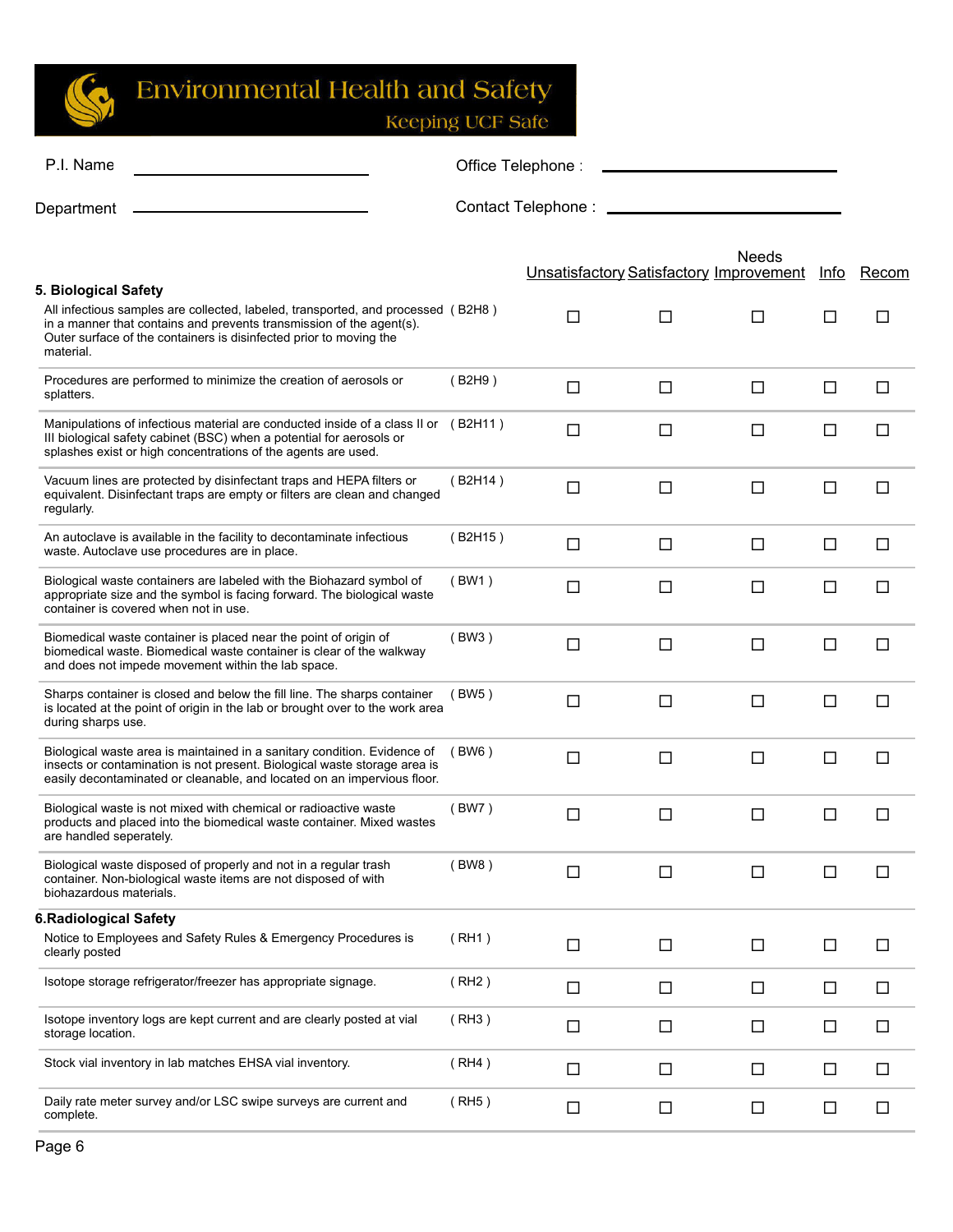Environmental Health and Safety

Keeping UCF Safe

P.I. Name ______________________ Office Telephone : ______________________

Department ______________________ Contact Telephone : ______________________

| | | Unsatisfactory | Satisfactory | Needs Improvement | Info | Recom |
|---|---|---|---|---|---|---|
| **5. Biological Safety** | | | | | | |
| All infectious samples are collected, labeled, transported, and processed in a manner that contains and prevents transmission of the agent(s). Outer surface of the containers is disinfected prior to moving the material. | ( B2H8 ) | ☐ | ☐ | ☐ | ☐ | ☐ |
| Procedures are performed to minimize the creation of aerosols or splatters. | ( B2H9 ) | ☐ | ☐ | ☐ | ☐ | ☐ |
| Manipulations of infectious material are conducted inside of a class II or III biological safety cabinet (BSC) when a potential for aerosols or splashes exist or high concentrations of the agents are used. | ( B2H11 ) | ☐ | ☐ | ☐ | ☐ | ☐ |
| Vacuum lines are protected by disinfectant traps and HEPA filters or equivalent. Disinfectant traps are empty or filters are clean and changed regularly. | ( B2H14 ) | ☐ | ☐ | ☐ | ☐ | ☐ |
| An autoclave is available in the facility to decontaminate infectious waste. Autoclave use procedures are in place. | ( B2H15 ) | ☐ | ☐ | ☐ | ☐ | ☐ |
| Biological waste containers are labeled with the Biohazard symbol of appropriate size and the symbol is facing forward. The biological waste container is covered when not in use. | ( BW1 ) | ☐ | ☐ | ☐ | ☐ | ☐ |
| Biomedical waste container is placed near the point of origin of biomedical waste. Biomedical waste container is clear of the walkway and does not impede movement within the lab space. | ( BW3 ) | ☐ | ☐ | ☐ | ☐ | ☐ |
| Sharps container is closed and below the fill line. The sharps container is located at the point of origin in the lab or brought over to the work area during sharps use. | ( BW5 ) | ☐ | ☐ | ☐ | ☐ | ☐ |
| Biological waste area is maintained in a sanitary condition. Evidence of insects or contamination is not present. Biological waste storage area is easily decontaminated or cleanable, and located on an impervious floor. | ( BW6 ) | ☐ | ☐ | ☐ | ☐ | ☐ |
| Biological waste is not mixed with chemical or radioactive waste products and placed into the biomedical waste container. Mixed wastes are handled seperately. | ( BW7 ) | ☐ | ☐ | ☐ | ☐ | ☐ |
| Biological waste disposed of properly and not in a regular trash container. Non-biological waste items are not disposed of with biohazardous materials. | ( BW8 ) | ☐ | ☐ | ☐ | ☐ | ☐ |
| **6.Radiological Safety** | | | | | | |
| Notice to Employees and Safety Rules & Emergency Procedures is clearly posted | ( RH1 ) | ☐ | ☐ | ☐ | ☐ | ☐ |
| Isotope storage refrigerator/freezer has appropriate signage. | ( RH2 ) | ☐ | ☐ | ☐ | ☐ | ☐ |
| Isotope inventory logs are kept current and are clearly posted at vial storage location. | ( RH3 ) | ☐ | ☐ | ☐ | ☐ | ☐ |
| Stock vial inventory in lab matches EHSA vial inventory. | ( RH4 ) | ☐ | ☐ | ☐ | ☐ | ☐ |
| Daily rate meter survey and/or LSC swipe surveys are current and complete. | ( RH5 ) | ☐ | ☐ | ☐ | ☐ | ☐ |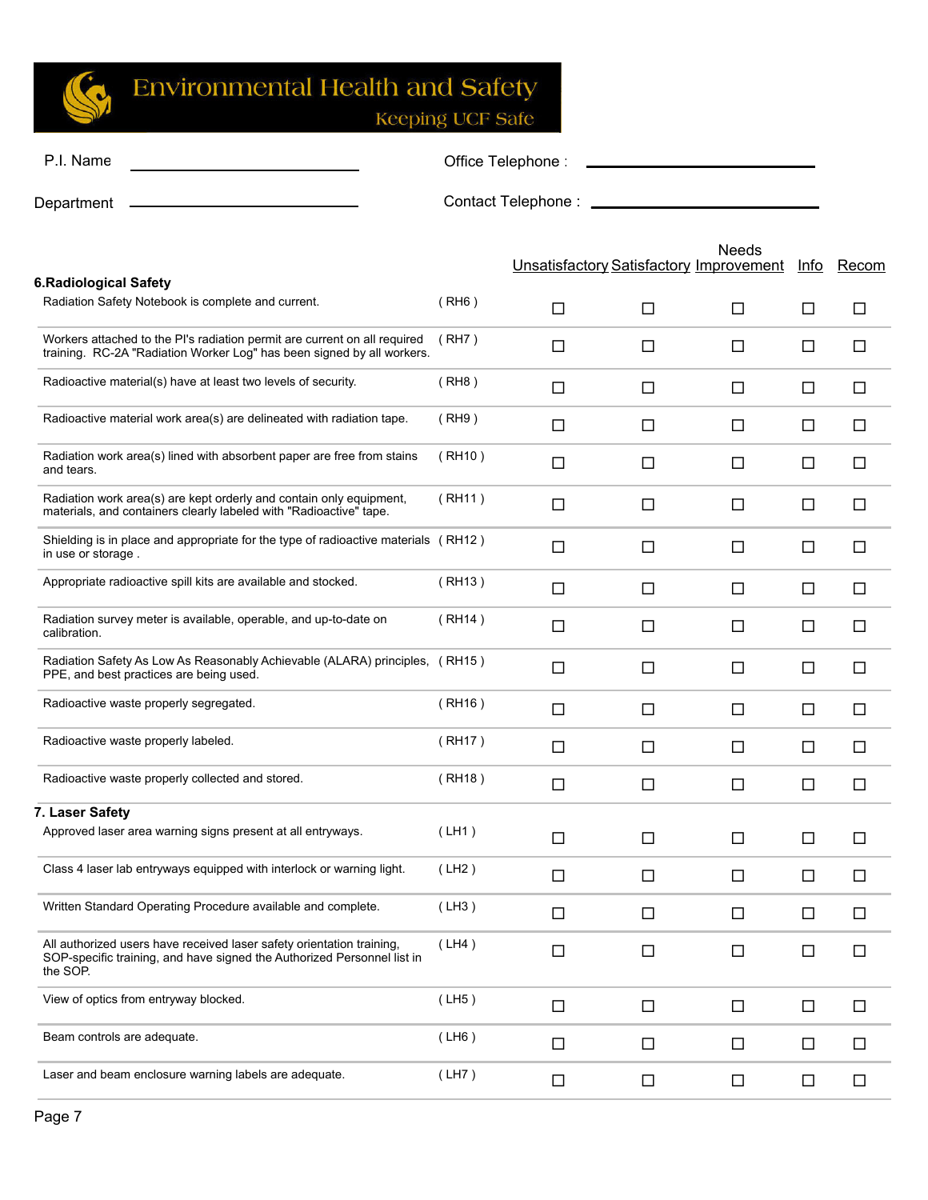# Environmental Health and Safety

Keeping UCF Safe

P.I. Name ____________________ Office Telephone : ____________________

Department ____________________ Contact Telephone : ____________________

| | | Unsatisfactory | Satisfactory | Needs Improvement | Info | Recom |
|---|---|---|---|---|---|---|
| **6.Radiological Safety** | | | | | | |
| Radiation Safety Notebook is complete and current. | ( RH6 ) | ☐ | ☐ | ☐ | ☐ | ☐ |
| Workers attached to the PI's radiation permit are current on all required training. RC-2A "Radiation Worker Log" has been signed by all workers. | ( RH7 ) | ☐ | ☐ | ☐ | ☐ | ☐ |
| Radioactive material(s) have at least two levels of security. | ( RH8 ) | ☐ | ☐ | ☐ | ☐ | ☐ |
| Radioactive material work area(s) are delineated with radiation tape. | ( RH9 ) | ☐ | ☐ | ☐ | ☐ | ☐ |
| Radiation work area(s) lined with absorbent paper are free from stains and tears. | ( RH10 ) | ☐ | ☐ | ☐ | ☐ | ☐ |
| Radiation work area(s) are kept orderly and contain only equipment, materials, and containers clearly labeled with "Radioactive" tape. | ( RH11 ) | ☐ | ☐ | ☐ | ☐ | ☐ |
| Shielding is in place and appropriate for the type of radioactive materials in use or storage . | ( RH12 ) | ☐ | ☐ | ☐ | ☐ | ☐ |
| Appropriate radioactive spill kits are available and stocked. | ( RH13 ) | ☐ | ☐ | ☐ | ☐ | ☐ |
| Radiation survey meter is available, operable, and up-to-date on calibration. | ( RH14 ) | ☐ | ☐ | ☐ | ☐ | ☐ |
| Radiation Safety As Low As Reasonably Achievable (ALARA) principles, PPE, and best practices are being used. | ( RH15 ) | ☐ | ☐ | ☐ | ☐ | ☐ |
| Radioactive waste properly segregated. | ( RH16 ) | ☐ | ☐ | ☐ | ☐ | ☐ |
| Radioactive waste properly labeled. | ( RH17 ) | ☐ | ☐ | ☐ | ☐ | ☐ |
| Radioactive waste properly collected and stored. | ( RH18 ) | ☐ | ☐ | ☐ | ☐ | ☐ |
| **7. Laser Safety** | | | | | | |
| Approved laser area warning signs present at all entryways. | ( LH1 ) | ☐ | ☐ | ☐ | ☐ | ☐ |
| Class 4 laser lab entryways equipped with interlock or warning light. | ( LH2 ) | ☐ | ☐ | ☐ | ☐ | ☐ |
| Written Standard Operating Procedure available and complete. | ( LH3 ) | ☐ | ☐ | ☐ | ☐ | ☐ |
| All authorized users have received laser safety orientation training, SOP-specific training, and have signed the Authorized Personnel list in the SOP. | ( LH4 ) | ☐ | ☐ | ☐ | ☐ | ☐ |
| View of optics from entryway blocked. | ( LH5 ) | ☐ | ☐ | ☐ | ☐ | ☐ |
| Beam controls are adequate. | ( LH6 ) | ☐ | ☐ | ☐ | ☐ | ☐ |
| Laser and beam enclosure warning labels are adequate. | ( LH7 ) | ☐ | ☐ | ☐ | ☐ | ☐ |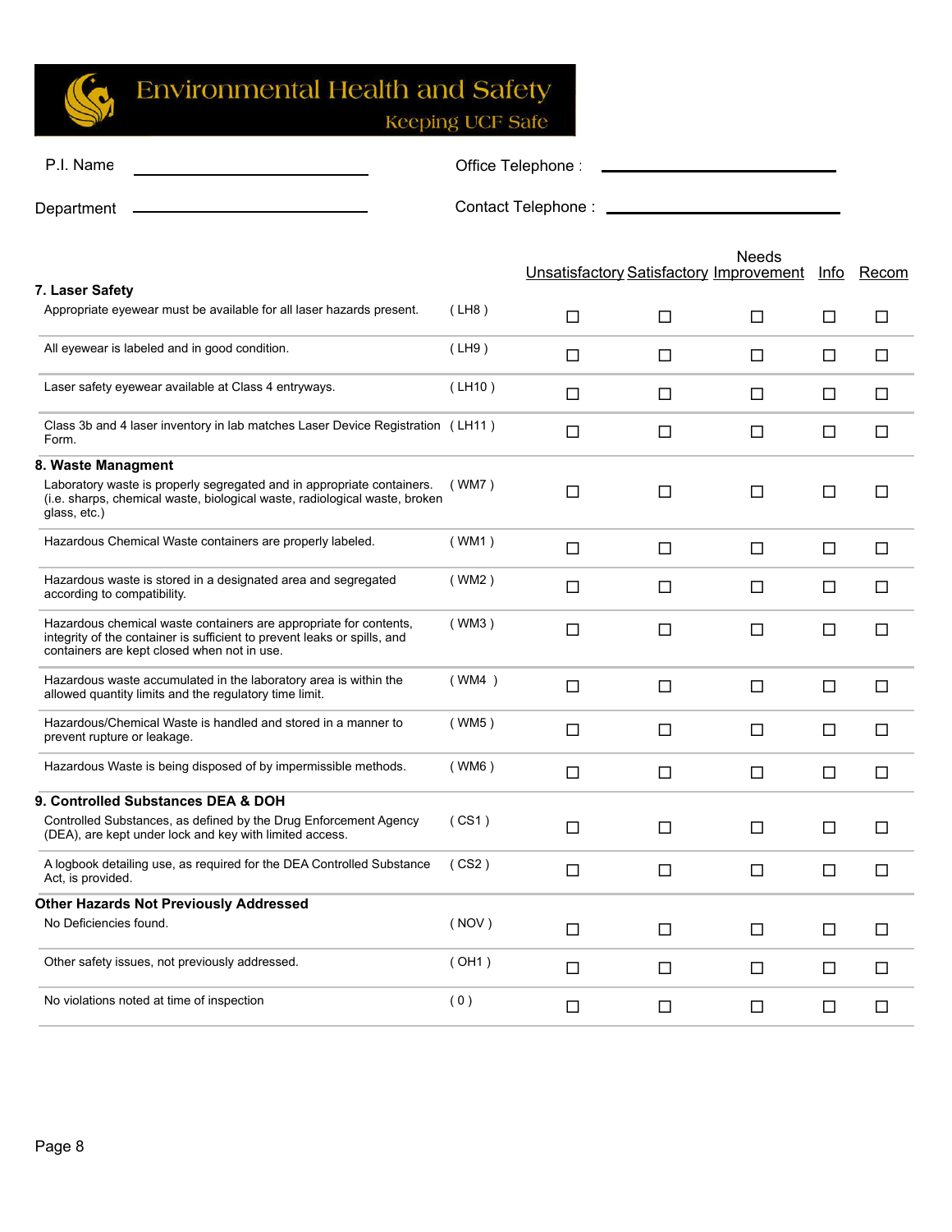**Environmental Health and Safety**
Keeping UCF Safe

P.I. Name ______________________ Office Telephone : ______________________

Department ______________________ Contact Telephone : ______________________

| | | Unsatisfactory | Satisfactory | Needs Improvement | Info | Recom |
|---|---|---|---|---|---|---|
| **7. Laser Safety** | | | | | | |
| Appropriate eyewear must be available for all laser hazards present. | ( LH8 ) | ☐ | ☐ | ☐ | ☐ | ☐ |
| All eyewear is labeled and in good condition. | ( LH9 ) | ☐ | ☐ | ☐ | ☐ | ☐ |
| Laser safety eyewear available at Class 4 entryways. | ( LH10 ) | ☐ | ☐ | ☐ | ☐ | ☐ |
| Class 3b and 4 laser inventory in lab matches Laser Device Registration Form. | ( LH11 ) | ☐ | ☐ | ☐ | ☐ | ☐ |
| **8. Waste Managment** | | | | | | |
| Laboratory waste is properly segregated and in appropriate containers. (i.e. sharps, chemical waste, biological waste, radiological waste, broken glass, etc.) | ( WM7 ) | ☐ | ☐ | ☐ | ☐ | ☐ |
| Hazardous Chemical Waste containers are properly labeled. | ( WM1 ) | ☐ | ☐ | ☐ | ☐ | ☐ |
| Hazardous waste is stored in a designated area and segregated according to compatibility. | ( WM2 ) | ☐ | ☐ | ☐ | ☐ | ☐ |
| Hazardous chemical waste containers are appropriate for contents, integrity of the container is sufficient to prevent leaks or spills, and containers are kept closed when not in use. | ( WM3 ) | ☐ | ☐ | ☐ | ☐ | ☐ |
| Hazardous waste accumulated in the laboratory area is within the allowed quantity limits and the regulatory time limit. | ( WM4 ) | ☐ | ☐ | ☐ | ☐ | ☐ |
| Hazardous/Chemical Waste is handled and stored in a manner to prevent rupture or leakage. | ( WM5 ) | ☐ | ☐ | ☐ | ☐ | ☐ |
| Hazardous Waste is being disposed of by impermissible methods. | ( WM6 ) | ☐ | ☐ | ☐ | ☐ | ☐ |
| **9. Controlled Substances DEA & DOH** | | | | | | |
| Controlled Substances, as defined by the Drug Enforcement Agency (DEA), are kept under lock and key with limited access. | ( CS1 ) | ☐ | ☐ | ☐ | ☐ | ☐ |
| A logbook detailing use, as required for the DEA Controlled Substance Act, is provided. | ( CS2 ) | ☐ | ☐ | ☐ | ☐ | ☐ |
| **Other Hazards Not Previously Addressed** | | | | | | |
| No Deficiencies found. | ( NOV ) | ☐ | ☐ | ☐ | ☐ | ☐ |
| Other safety issues, not previously addressed. | ( OH1 ) | ☐ | ☐ | ☐ | ☐ | ☐ |
| No violations noted at time of inspection | ( 0 ) | ☐ | ☐ | ☐ | ☐ | ☐ |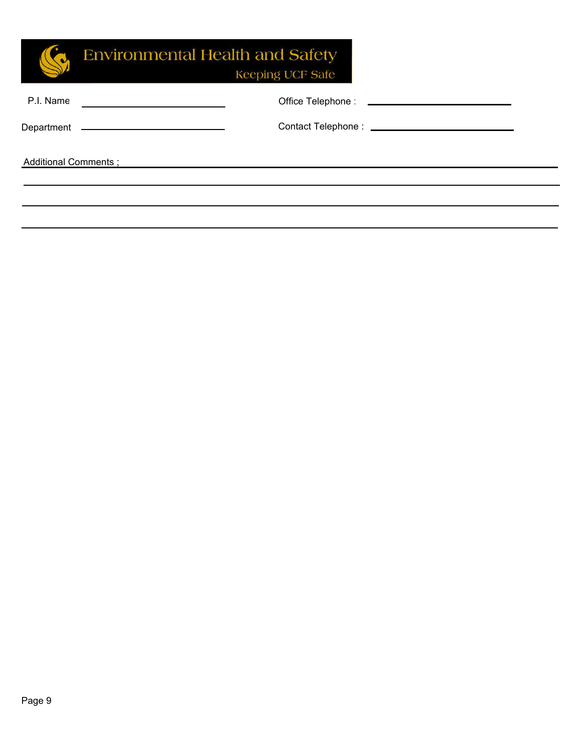Environmental Health and Safety

Keeping UCF Safe

P.I. Name ______________________ Office Telephone : ______________________

Department ______________________ Contact Telephone : ______________________

Additional Comments ; ______________________________________________________

______________________________________________________________________

______________________________________________________________________

______________________________________________________________________